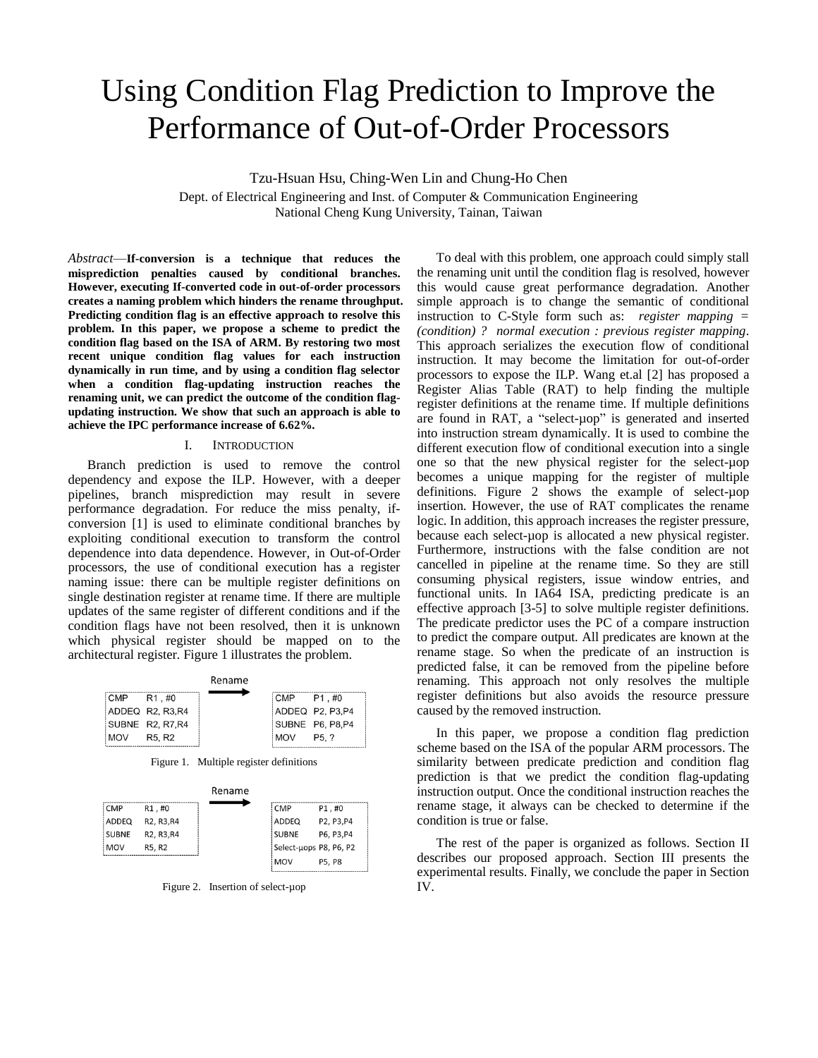# Using Condition Flag Prediction to Improve the Performance of Out-of-Order Processors

Tzu-Hsuan Hsu, Ching-Wen Lin and Chung-Ho Chen

Dept. of Electrical Engineering and Inst. of Computer & Communication Engineering
National Cheng Kung University, Tainan, Taiwan

*Abstract*—**If-conversion is a technique that reduces the misprediction penalties caused by conditional branches. However, executing If-converted code in out-of-order processors creates a naming problem which hinders the rename throughput. Predicting condition flag is an effective approach to resolve this problem. In this paper, we propose a scheme to predict the condition flag based on the ISA of ARM. By restoring two most recent unique condition flag values for each instruction dynamically in run time, and by using a condition flag selector when a condition flag-updating instruction reaches the renaming unit, we can predict the outcome of the condition flag-updating instruction. We show that such an approach is able to achieve the IPC performance increase of 6.62%.**

## I. Introduction

Branch prediction is used to remove the control dependency and expose the ILP. However, with a deeper pipelines, branch misprediction may result in severe performance degradation. For reduce the miss penalty, if-conversion [1] is used to eliminate conditional branches by exploiting conditional execution to transform the control dependence into data dependence. However, in Out-of-Order processors, the use of conditional execution has a register naming issue: there can be multiple register definitions on single destination register at rename time. If there are multiple updates of the same register of different conditions and if the condition flags have not been resolved, then it is unknown which physical register should be mapped on to the architectural register. Figure 1 illustrates the problem.

| | | Rename | | |
|---|---|---|---|---|
| CMP | R1 , #0 | → | CMP | P1 , #0 |
| ADDEQ | R2, R3,R4 | | ADDEQ | P2, P3,P4 |
| SUBNE | R2, R7,R4 | | SUBNE | P6, P8,P4 |
| MOV | R5, R2 | | MOV | P5, ? |

Figure 1. Multiple register definitions

| | | Rename | | |
|---|---|---|---|---|
| CMP | R1 , #0 | → | CMP | P1 , #0 |
| ADDEQ | R2, R3,R4 | | ADDEQ | P2, P3,P4 |
| SUBNE | R2, R3,R4 | | SUBNE | P6, P3,P4 |
| MOV | R5, R2 | | Select-μops | P8, P6, P2 |
| | | | MOV | P5, P8 |

Figure 2. Insertion of select-μop

To deal with this problem, one approach could simply stall the renaming unit until the condition flag is resolved, however this would cause great performance degradation. Another simple approach is to change the semantic of conditional instruction to C-Style form such as: *register mapping = (condition) ? normal execution : previous register mapping*. This approach serializes the execution flow of conditional instruction. It may become the limitation for out-of-order processors to expose the ILP. Wang et.al [2] has proposed a Register Alias Table (RAT) to help finding the multiple register definitions at the rename time. If multiple definitions are found in RAT, a "select-μop" is generated and inserted into instruction stream dynamically. It is used to combine the different execution flow of conditional execution into a single one so that the new physical register for the select-μop becomes a unique mapping for the register of multiple definitions. Figure 2 shows the example of select-μop insertion. However, the use of RAT complicates the rename logic. In addition, this approach increases the register pressure, because each select-μop is allocated a new physical register. Furthermore, instructions with the false condition are not cancelled in pipeline at the rename time. So they are still consuming physical registers, issue window entries, and functional units. In IA64 ISA, predicting predicate is an effective approach [3-5] to solve multiple register definitions. The predicate predictor uses the PC of a compare instruction to predict the compare output. All predicates are known at the rename stage. So when the predicate of an instruction is predicted false, it can be removed from the pipeline before renaming. This approach not only resolves the multiple register definitions but also avoids the resource pressure caused by the removed instruction.

In this paper, we propose a condition flag prediction scheme based on the ISA of the popular ARM processors. The similarity between predicate prediction and condition flag prediction is that we predict the condition flag-updating instruction output. Once the conditional instruction reaches the rename stage, it always can be checked to determine if the condition is true or false.

The rest of the paper is organized as follows. Section II describes our proposed approach. Section III presents the experimental results. Finally, we conclude the paper in Section IV.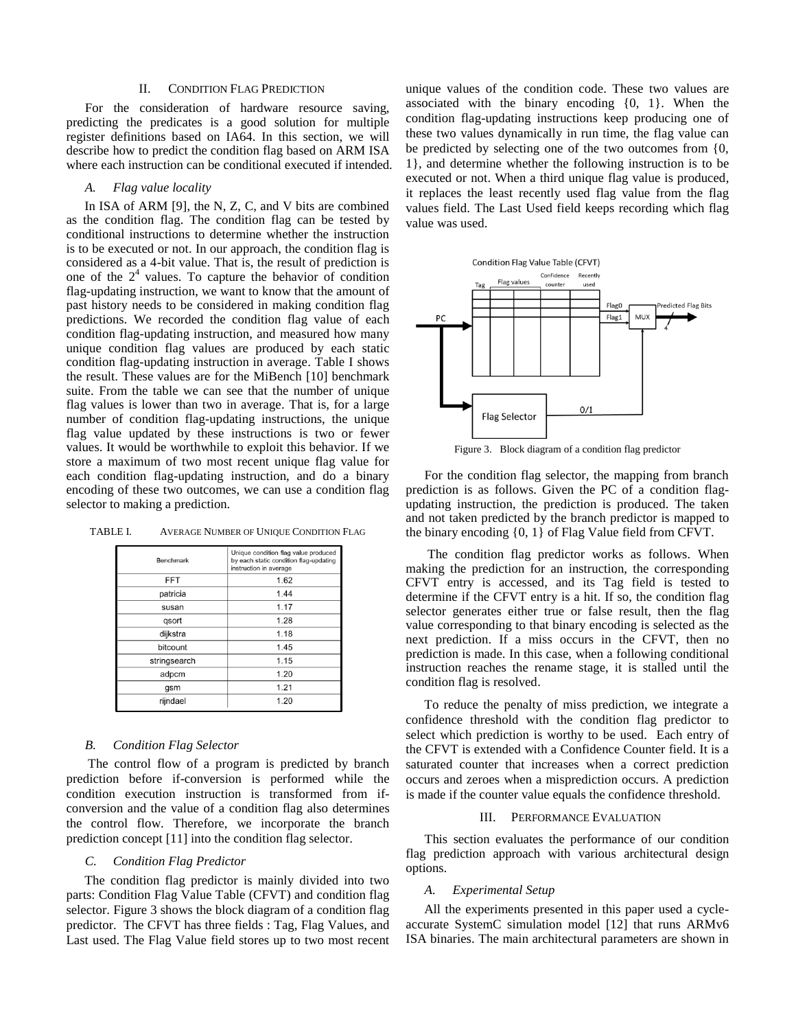## II. Condition Flag Prediction

For the consideration of hardware resource saving, predicting the predicates is a good solution for multiple register definitions based on IA64. In this section, we will describe how to predict the condition flag based on ARM ISA where each instruction can be conditional executed if intended.

### A. Flag value locality

In ISA of ARM [9], the N, Z, C, and V bits are combined as the condition flag. The condition flag can be tested by conditional instructions to determine whether the instruction is to be executed or not. In our approach, the condition flag is considered as a 4-bit value. That is, the result of prediction is one of the $2^4$ values. To capture the behavior of condition flag-updating instruction, we want to know that the amount of past history needs to be considered in making condition flag predictions. We recorded the condition flag value of each condition flag-updating instruction, and measured how many unique condition flag values are produced by each static condition flag-updating instruction in average. Table I shows the result. These values are for the MiBench [10] benchmark suite. From the table we can see that the number of unique flag values is lower than two in average. That is, for a large number of condition flag-updating instructions, the unique flag value updated by these instructions is two or fewer values. It would be worthwhile to exploit this behavior. If we store a maximum of two most recent unique flag value for each condition flag-updating instruction, and do a binary encoding of these two outcomes, we can use a condition flag selector to making a prediction.

TABLE I. Average Number of Unique Condition Flag

| Benchmark | Unique condition flag value produced by each static condition flag-updating instruction in average |
|---|---|
| FFT | 1.62 |
| patricia | 1.44 |
| susan | 1.17 |
| qsort | 1.28 |
| dijkstra | 1.18 |
| bitcount | 1.45 |
| stringsearch | 1.15 |
| adpcm | 1.20 |
| gsm | 1.21 |
| rijndael | 1.20 |

### B. Condition Flag Selector

The control flow of a program is predicted by branch prediction before if-conversion is performed while the condition execution instruction is transformed from if-conversion and the value of a condition flag also determines the control flow. Therefore, we incorporate the branch prediction concept [11] into the condition flag selector.

### C. Condition Flag Predictor

The condition flag predictor is mainly divided into two parts: Condition Flag Value Table (CFVT) and condition flag selector. Figure 3 shows the block diagram of a condition flag predictor. The CFVT has three fields : Tag, Flag Values, and Last used. The Flag Value field stores up to two most recent unique values of the condition code. These two values are associated with the binary encoding {0, 1}. When the condition flag-updating instructions keep producing one of these two values dynamically in run time, the flag value can be predicted by selecting one of the two outcomes from {0, 1}, and determine whether the following instruction is to be executed or not. When a third unique flag value is produced, it replaces the least recently used flag value from the flag values field. The Last Used field keeps recording which flag value was used.

Figure 3. Block diagram of a condition flag predictor

For the condition flag selector, the mapping from branch prediction is as follows. Given the PC of a condition flag-updating instruction, the prediction is produced. The taken and not taken predicted by the branch predictor is mapped to the binary encoding {0, 1} of Flag Value field from CFVT.

The condition flag predictor works as follows. When making the prediction for an instruction, the corresponding CFVT entry is accessed, and its Tag field is tested to determine if the CFVT entry is a hit. If so, the condition flag selector generates either true or false result, then the flag value corresponding to that binary encoding is selected as the next prediction. If a miss occurs in the CFVT, then no prediction is made. In this case, when a following conditional instruction reaches the rename stage, it is stalled until the condition flag is resolved.

To reduce the penalty of miss prediction, we integrate a confidence threshold with the condition flag predictor to select which prediction is worthy to be used. Each entry of the CFVT is extended with a Confidence Counter field. It is a saturated counter that increases when a correct prediction occurs and zeroes when a misprediction occurs. A prediction is made if the counter value equals the confidence threshold.

## III. Performance Evaluation

This section evaluates the performance of our condition flag prediction approach with various architectural design options.

### A. Experimental Setup

All the experiments presented in this paper used a cycle-accurate SystemC simulation model [12] that runs ARMv6 ISA binaries. The main architectural parameters are shown in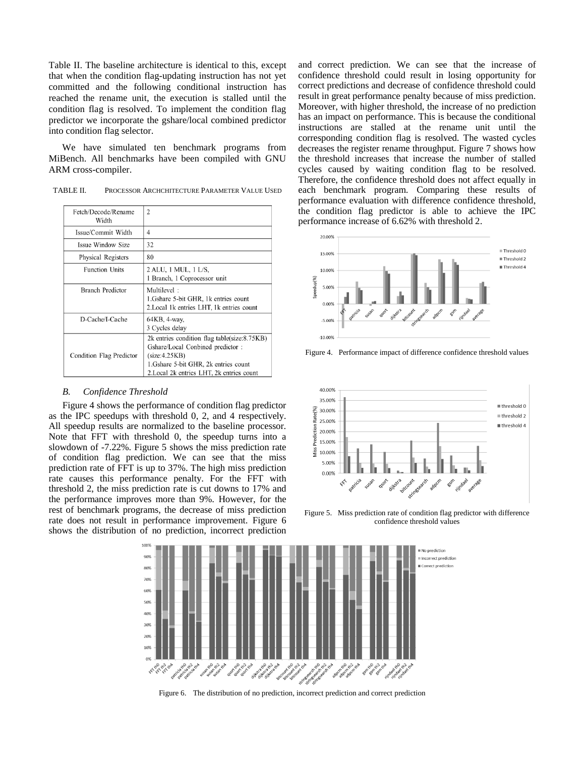Table II. The baseline architecture is identical to this, except that when the condition flag-updating instruction has not yet committed and the following conditional instruction has reached the rename unit, the execution is stalled until the condition flag is resolved. To implement the condition flag predictor we incorporate the gshare/local combined predictor into condition flag selector.

We have simulated ten benchmark programs from MiBench. All benchmarks have been compiled with GNU ARM cross-compiler.

TABLE II. PROCESSOR ARCHCHITECTURE PARAMETER VALUE USED

| | |
|---|---|
| Fetch/Decode/Rename Width | 2 |
| Issue/Commit Width | 4 |
| Issue Window Size | 32 |
| Physical Registers | 80 |
| Function Units | 2 ALU, 1 MUL, 1 L/S, 1 Branch, 1 Coprocessor unit |
| Branch Predictor | Multilevel : 1.Gshare 5-bit GHR, 1k entries count 2.Local 1k entries LHT, 1k entries count |
| D-Cache/I-Cache | 64KB, 4-way, 3 Cycles delay |
| Condition Flag Predictor | 2k entries condition flag table(size:8.75KB) Gshare/Local Conbined predictor : (size:4.25KB) 1.Gshare 5-bit GHR, 2k entries count 2.Local 2k entries LHT, 2k entries count |

### *B. Confidence Threshold*

Figure 4 shows the performance of condition flag predictor as the IPC speedups with threshold 0, 2, and 4 respectively. All speedup results are normalized to the baseline processor. Note that FFT with threshold 0, the speedup turns into a slowdown of -7.22%. Figure 5 shows the miss prediction rate of condition flag prediction. We can see that the miss prediction rate of FFT is up to 37%. The high miss prediction rate causes this performance penalty. For the FFT with threshold 2, the miss prediction rate is cut downs to 17% and the performance improves more than 9%. However, for the rest of benchmark programs, the decrease of miss prediction rate does not result in performance improvement. Figure 6 shows the distribution of no prediction, incorrect prediction and correct prediction. We can see that the increase of confidence threshold could result in losing opportunity for correct predictions and decrease of confidence threshold could result in great performance penalty because of miss prediction. Moreover, with higher threshold, the increase of no prediction has an impact on performance. This is because the conditional instructions are stalled at the rename unit until the corresponding condition flag is resolved. The wasted cycles decreases the register rename throughput. Figure 7 shows how the threshold increases that increase the number of stalled cycles caused by waiting condition flag to be resolved. Therefore, the confidence threshold does not affect equally in each benchmark program. Comparing these results of performance evaluation with difference confidence threshold, the condition flag predictor is able to achieve the IPC performance increase of 6.62% with threshold 2.

Figure 4. Performance impact of difference confidence threshold values

Figure 5. Miss prediction rate of condition flag predictor with difference confidence threshold values

Figure 6. The distribution of no prediction, incorrect prediction and correct prediction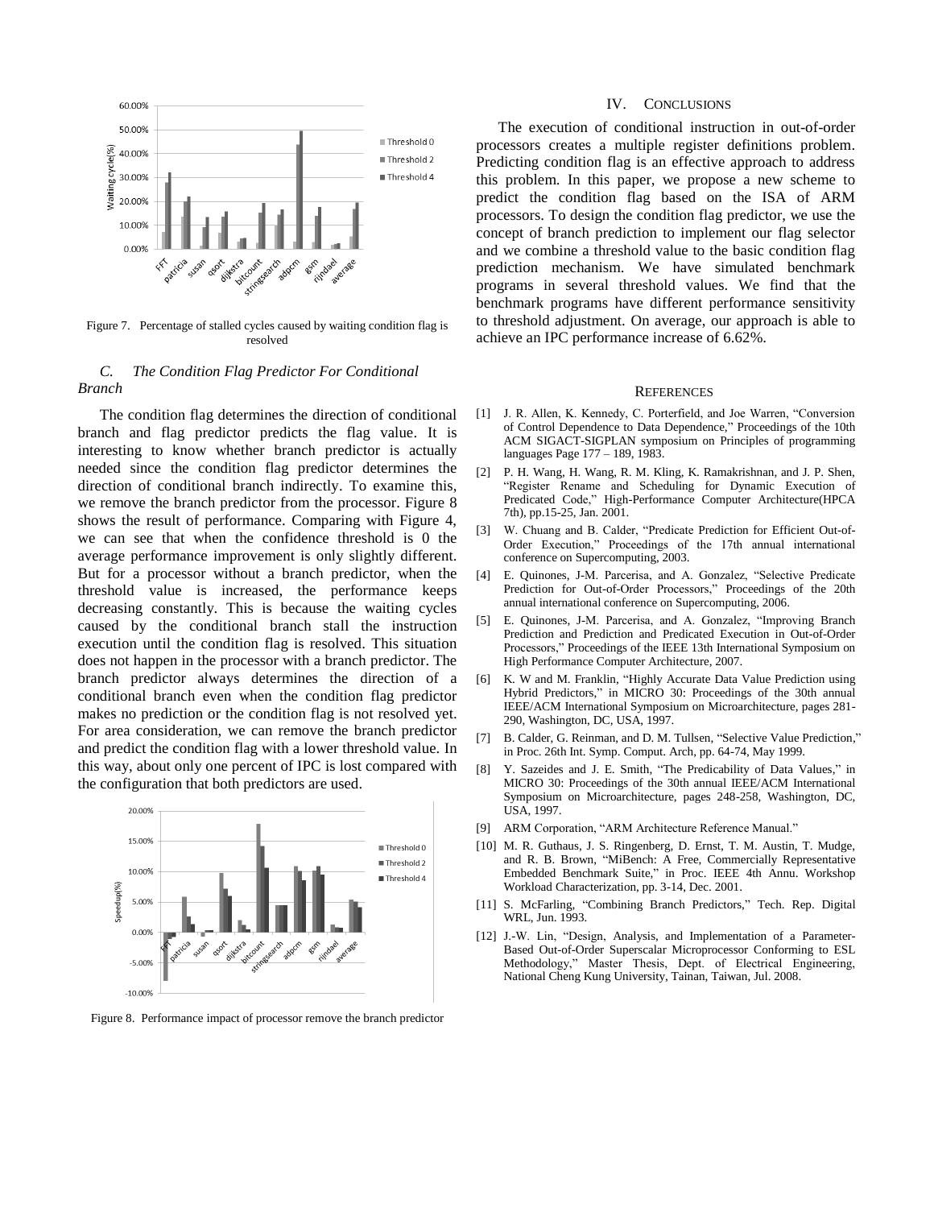60.00%
50.00%
40.00%
30.00%
20.00%
10.00%
0.00%

Waiting cycle(%)

Threshold 0
Threshold 2
Threshold 4

FFT patricia susan qsort dijkstra bitcount stringsearch adpcm gsm rijndael average

Figure 7. Percentage of stalled cycles caused by waiting condition flag is resolved

### *C. The Condition Flag Predictor For Conditional Branch*

The condition flag determines the direction of conditional branch and flag predictor predicts the flag value. It is interesting to know whether branch predictor is actually needed since the condition flag predictor determines the direction of conditional branch indirectly. To examine this, we remove the branch predictor from the processor. Figure 8 shows the result of performance. Comparing with Figure 4, we can see that when the confidence threshold is 0 the average performance improvement is only slightly different. But for a processor without a branch predictor, when the threshold value is increased, the performance keeps decreasing constantly. This is because the waiting cycles caused by the conditional branch stall the instruction execution until the condition flag is resolved. This situation does not happen in the processor with a branch predictor. The branch predictor always determines the direction of a conditional branch even when the condition flag predictor makes no prediction or the condition flag is not resolved yet. For area consideration, we can remove the branch predictor and predict the condition flag with a lower threshold value. In this way, about only one percent of IPC is lost compared with the configuration that both predictors are used.

20.00%
15.00%
10.00%
5.00%
0.00%
-5.00%
-10.00%

Speedup(%)

Threshold 0
Threshold 2
Threshold 4

FFT patricia susan qsort dijkstra bitcount stringsearch adpcm gsm rijndael average

Figure 8. Performance impact of processor remove the branch predictor

## IV. Conclusions

The execution of conditional instruction in out-of-order processors creates a multiple register definitions problem. Predicting condition flag is an effective approach to address this problem. In this paper, we propose a new scheme to predict the condition flag based on the ISA of ARM processors. To design the condition flag predictor, we use the concept of branch prediction to implement our flag selector and we combine a threshold value to the basic condition flag prediction mechanism. We have simulated benchmark programs in several threshold values. We find that the benchmark programs have different performance sensitivity to threshold adjustment. On average, our approach is able to achieve an IPC performance increase of 6.62%.

## References

[1] J. R. Allen, K. Kennedy, C. Porterfield, and Joe Warren, "Conversion of Control Dependence to Data Dependence," Proceedings of the 10th ACM SIGACT-SIGPLAN symposium on Principles of programming languages Page 177 – 189, 1983.

[2] P. H. Wang, H. Wang, R. M. Kling, K. Ramakrishnan, and J. P. Shen, "Register Rename and Scheduling for Dynamic Execution of Predicated Code," High-Performance Computer Architecture(HPCA 7th), pp.15-25, Jan. 2001.

[3] W. Chuang and B. Calder, "Predicate Prediction for Efficient Out-of-Order Execution," Proceedings of the 17th annual international conference on Supercomputing, 2003.

[4] E. Quinones, J-M. Parcerisa, and A. Gonzalez, "Selective Predicate Prediction for Out-of-Order Processors," Proceedings of the 20th annual international conference on Supercomputing, 2006.

[5] E. Quinones, J-M. Parcerisa, and A. Gonzalez, "Improving Branch Prediction and Prediction and Predicated Execution in Out-of-Order Processors," Proceedings of the IEEE 13th International Symposium on High Performance Computer Architecture, 2007.

[6] K. W and M. Franklin, "Highly Accurate Data Value Prediction using Hybrid Predictors," in MICRO 30: Proceedings of the 30th annual IEEE/ACM International Symposium on Microarchitecture, pages 281-290, Washington, DC, USA, 1997.

[7] B. Calder, G. Reinman, and D. M. Tullsen, "Selective Value Prediction," in Proc. 26th Int. Symp. Comput. Arch, pp. 64-74, May 1999.

[8] Y. Sazeides and J. E. Smith, "The Predicability of Data Values," in MICRO 30: Proceedings of the 30th annual IEEE/ACM International Symposium on Microarchitecture, pages 248-258, Washington, DC, USA, 1997.

[9] ARM Corporation, "ARM Architecture Reference Manual."

[10] M. R. Guthaus, J. S. Ringenberg, D. Ernst, T. M. Austin, T. Mudge, and R. B. Brown, "MiBench: A Free, Commercially Representative Embedded Benchmark Suite," in Proc. IEEE 4th Annu. Workshop Workload Characterization, pp. 3-14, Dec. 2001.

[11] S. McFarling, "Combining Branch Predictors," Tech. Rep. Digital WRL, Jun. 1993.

[12] J.-W. Lin, "Design, Analysis, and Implementation of a Parameter-Based Out-of-Order Superscalar Microprocessor Conforming to ESL Methodology," Master Thesis, Dept. of Electrical Engineering, National Cheng Kung University, Tainan, Taiwan, Jul. 2008.